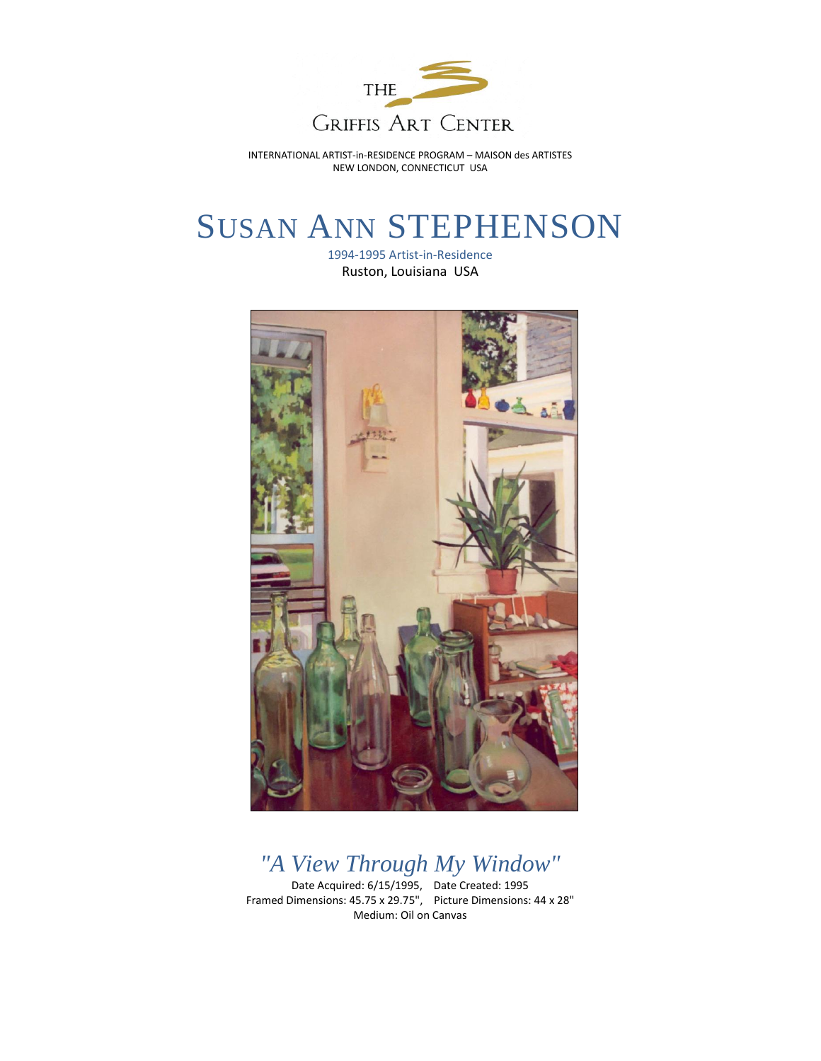THE GRIFFIS ART CENTER

INTERNATIONAL ARTIST-in-RESIDENCE PROGRAM – MAISON des ARTISTES
NEW LONDON, CONNECTICUT USA

# SUSAN ANN STEPHENSON

1994-1995 Artist-in-Residence
Ruston, Louisiana USA

## *"A View Through My Window"*

Date Acquired: 6/15/1995, Date Created: 1995
Framed Dimensions: 45.75 x 29.75", Picture Dimensions: 44 x 28"
Medium: Oil on Canvas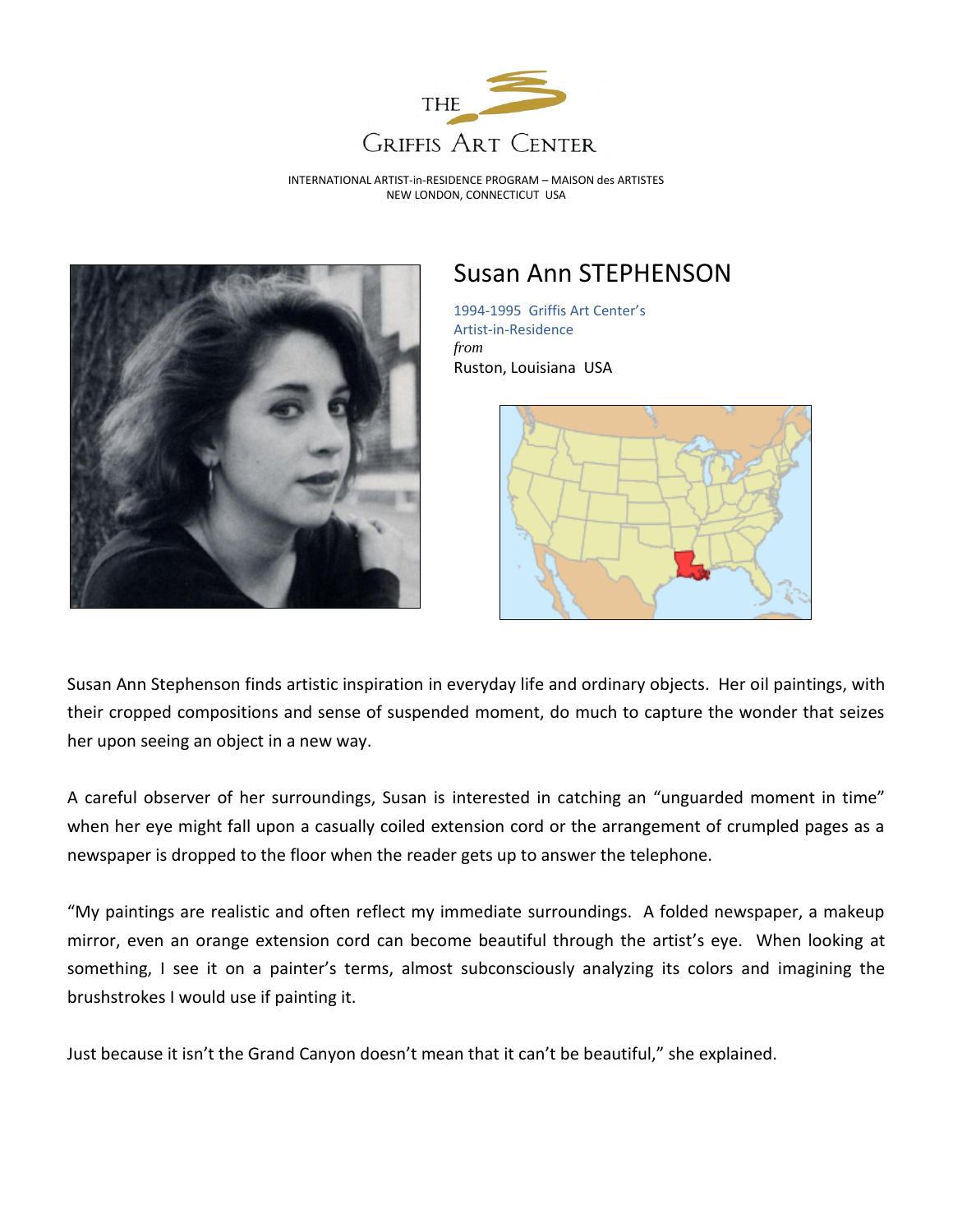THE

GRIFFIS ART CENTER

INTERNATIONAL ARTIST-in-RESIDENCE PROGRAM – MAISON des ARTISTES
NEW LONDON, CONNECTICUT USA

# Susan Ann STEPHENSON

1994-1995 Griffis Art Center's Artist-in-Residence

*from*

Ruston, Louisiana USA

Susan Ann Stephenson finds artistic inspiration in everyday life and ordinary objects. Her oil paintings, with their cropped compositions and sense of suspended moment, do much to capture the wonder that seizes her upon seeing an object in a new way.

A careful observer of her surroundings, Susan is interested in catching an "unguarded moment in time" when her eye might fall upon a casually coiled extension cord or the arrangement of crumpled pages as a newspaper is dropped to the floor when the reader gets up to answer the telephone.

"My paintings are realistic and often reflect my immediate surroundings. A folded newspaper, a makeup mirror, even an orange extension cord can become beautiful through the artist's eye. When looking at something, I see it on a painter's terms, almost subconsciously analyzing its colors and imagining the brushstrokes I would use if painting it.

Just because it isn't the Grand Canyon doesn't mean that it can't be beautiful," she explained.